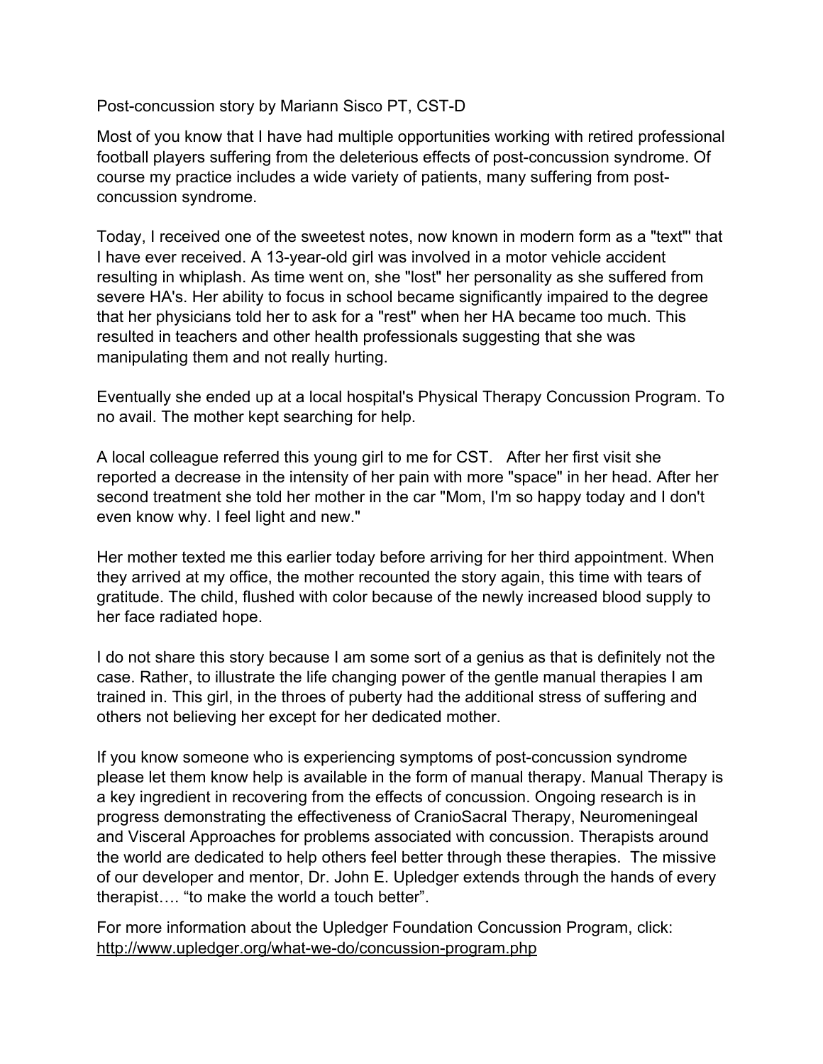Post-concussion story by Mariann Sisco PT, CST-D

Most of you know that I have had multiple opportunities working with retired professional football players suffering from the deleterious effects of post-concussion syndrome. Of course my practice includes a wide variety of patients, many suffering from post-concussion syndrome.

Today, I received one of the sweetest notes, now known in modern form as a "text"' that I have ever received. A 13-year-old girl was involved in a motor vehicle accident resulting in whiplash. As time went on, she "lost" her personality as she suffered from severe HA's. Her ability to focus in school became significantly impaired to the degree that her physicians told her to ask for a "rest" when her HA became too much. This resulted in teachers and other health professionals suggesting that she was manipulating them and not really hurting.

Eventually she ended up at a local hospital's Physical Therapy Concussion Program. To no avail. The mother kept searching for help.

A local colleague referred this young girl to me for CST. After her first visit she reported a decrease in the intensity of her pain with more "space" in her head. After her second treatment she told her mother in the car "Mom, I'm so happy today and I don't even know why. I feel light and new."

Her mother texted me this earlier today before arriving for her third appointment. When they arrived at my office, the mother recounted the story again, this time with tears of gratitude. The child, flushed with color because of the newly increased blood supply to her face radiated hope.

I do not share this story because I am some sort of a genius as that is definitely not the case. Rather, to illustrate the life changing power of the gentle manual therapies I am trained in. This girl, in the throes of puberty had the additional stress of suffering and others not believing her except for her dedicated mother.

If you know someone who is experiencing symptoms of post-concussion syndrome please let them know help is available in the form of manual therapy. Manual Therapy is a key ingredient in recovering from the effects of concussion. Ongoing research is in progress demonstrating the effectiveness of CranioSacral Therapy, Neuromeningeal and Visceral Approaches for problems associated with concussion. Therapists around the world are dedicated to help others feel better through these therapies. The missive of our developer and mentor, Dr. John E. Upledger extends through the hands of every therapist…. "to make the world a touch better".

For more information about the Upledger Foundation Concussion Program, click: http://www.upledger.org/what-we-do/concussion-program.php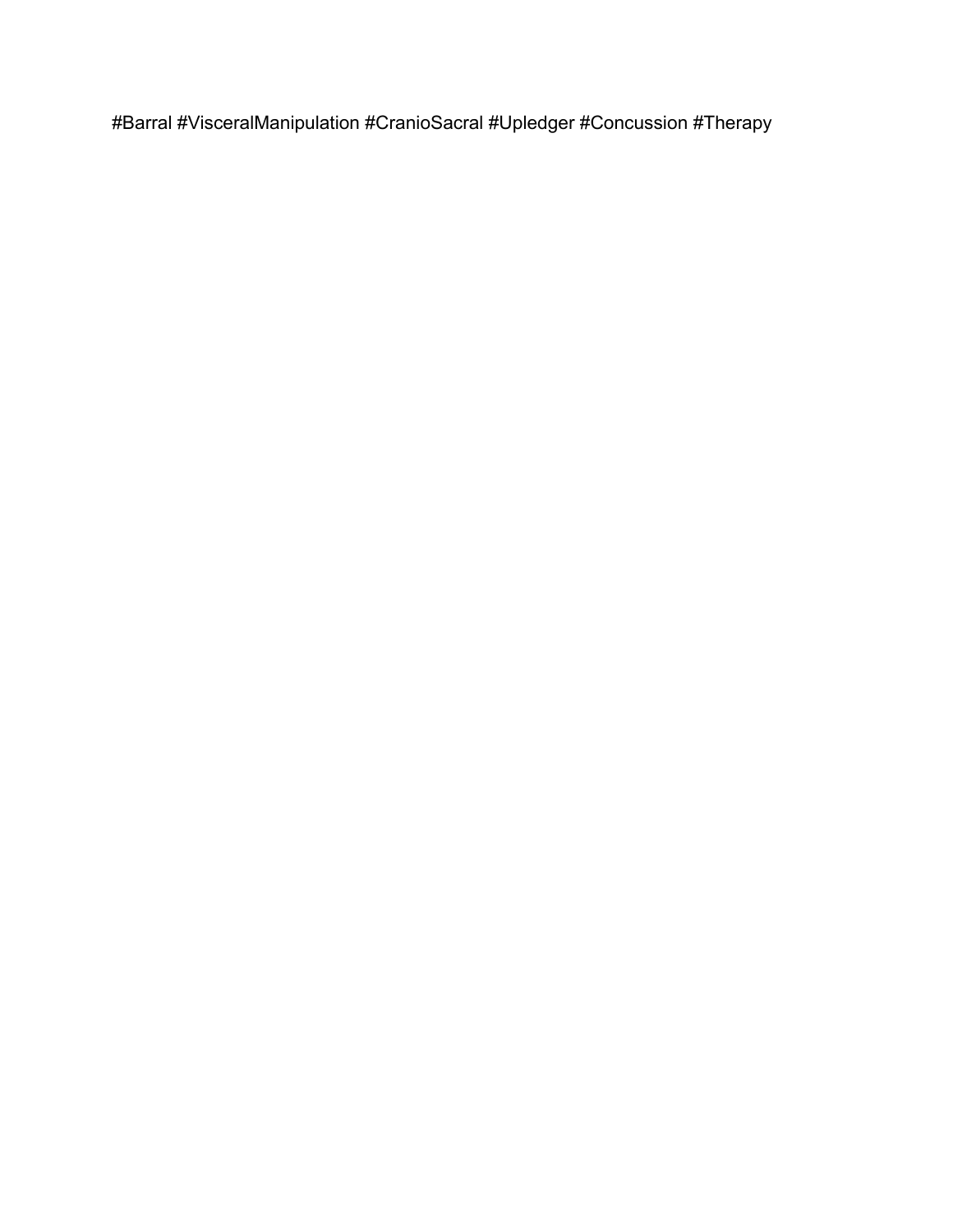#Barral #VisceralManipulation #CranioSacral #Upledger #Concussion #Therapy